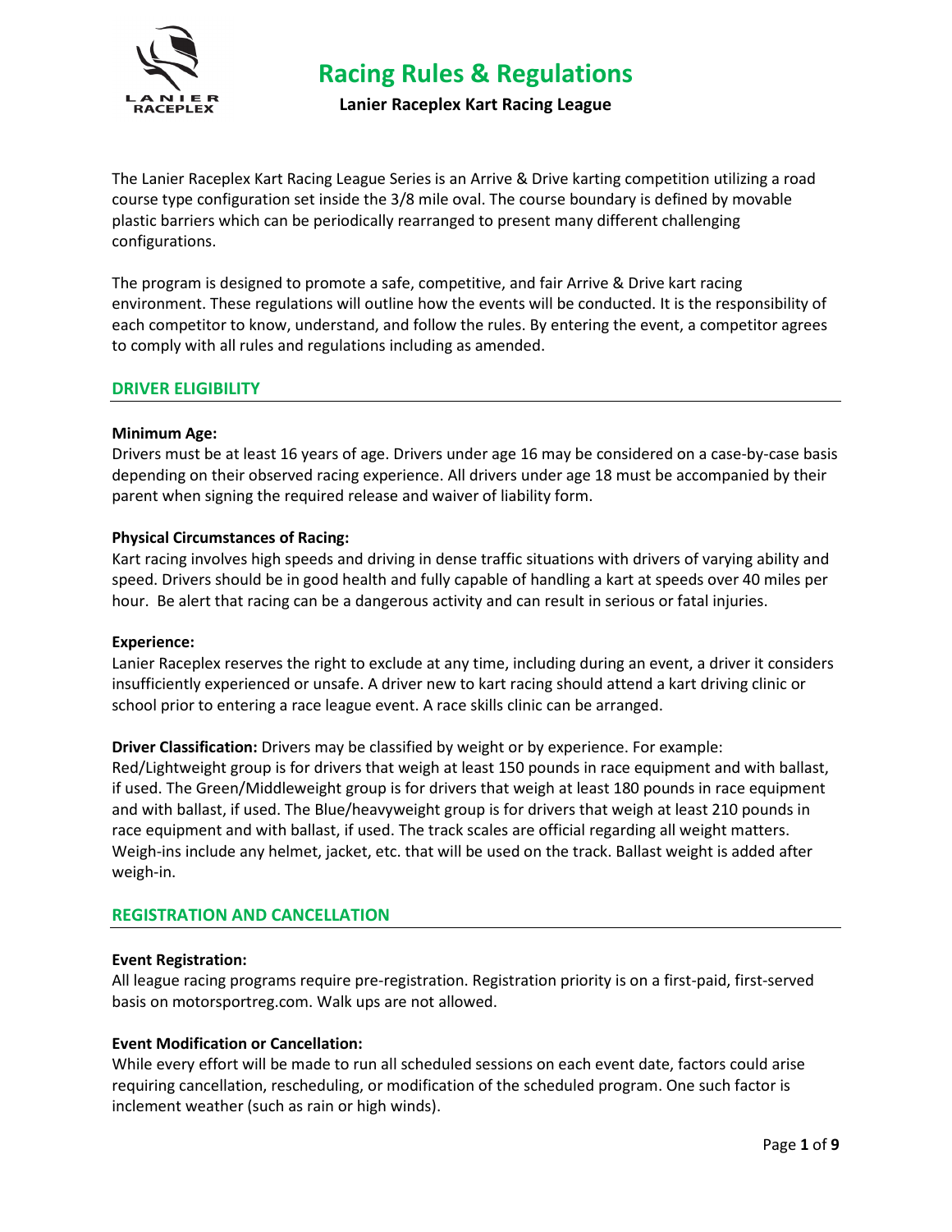# Racing Rules & Regulations

**Lanier Raceplex Kart Racing League**

The Lanier Raceplex Kart Racing League Series is an Arrive & Drive karting competition utilizing a road course type configuration set inside the 3/8 mile oval. The course boundary is defined by movable plastic barriers which can be periodically rearranged to present many different challenging configurations.

The program is designed to promote a safe, competitive, and fair Arrive & Drive kart racing environment. These regulations will outline how the events will be conducted. It is the responsibility of each competitor to know, understand, and follow the rules. By entering the event, a competitor agrees to comply with all rules and regulations including as amended.

## DRIVER ELIGIBILITY

**Minimum Age:**
Drivers must be at least 16 years of age. Drivers under age 16 may be considered on a case-by-case basis depending on their observed racing experience. All drivers under age 18 must be accompanied by their parent when signing the required release and waiver of liability form.

**Physical Circumstances of Racing:**
Kart racing involves high speeds and driving in dense traffic situations with drivers of varying ability and speed. Drivers should be in good health and fully capable of handling a kart at speeds over 40 miles per hour. Be alert that racing can be a dangerous activity and can result in serious or fatal injuries.

**Experience:**
Lanier Raceplex reserves the right to exclude at any time, including during an event, a driver it considers insufficiently experienced or unsafe. A driver new to kart racing should attend a kart driving clinic or school prior to entering a race league event. A race skills clinic can be arranged.

**Driver Classification:** Drivers may be classified by weight or by experience. For example: Red/Lightweight group is for drivers that weigh at least 150 pounds in race equipment and with ballast, if used. The Green/Middleweight group is for drivers that weigh at least 180 pounds in race equipment and with ballast, if used. The Blue/heavyweight group is for drivers that weigh at least 210 pounds in race equipment and with ballast, if used. The track scales are official regarding all weight matters. Weigh-ins include any helmet, jacket, etc. that will be used on the track. Ballast weight is added after weigh-in.

## REGISTRATION AND CANCELLATION

**Event Registration:**
All league racing programs require pre-registration. Registration priority is on a first-paid, first-served basis on motorsportreg.com. Walk ups are not allowed.

**Event Modification or Cancellation:**
While every effort will be made to run all scheduled sessions on each event date, factors could arise requiring cancellation, rescheduling, or modification of the scheduled program. One such factor is inclement weather (such as rain or high winds).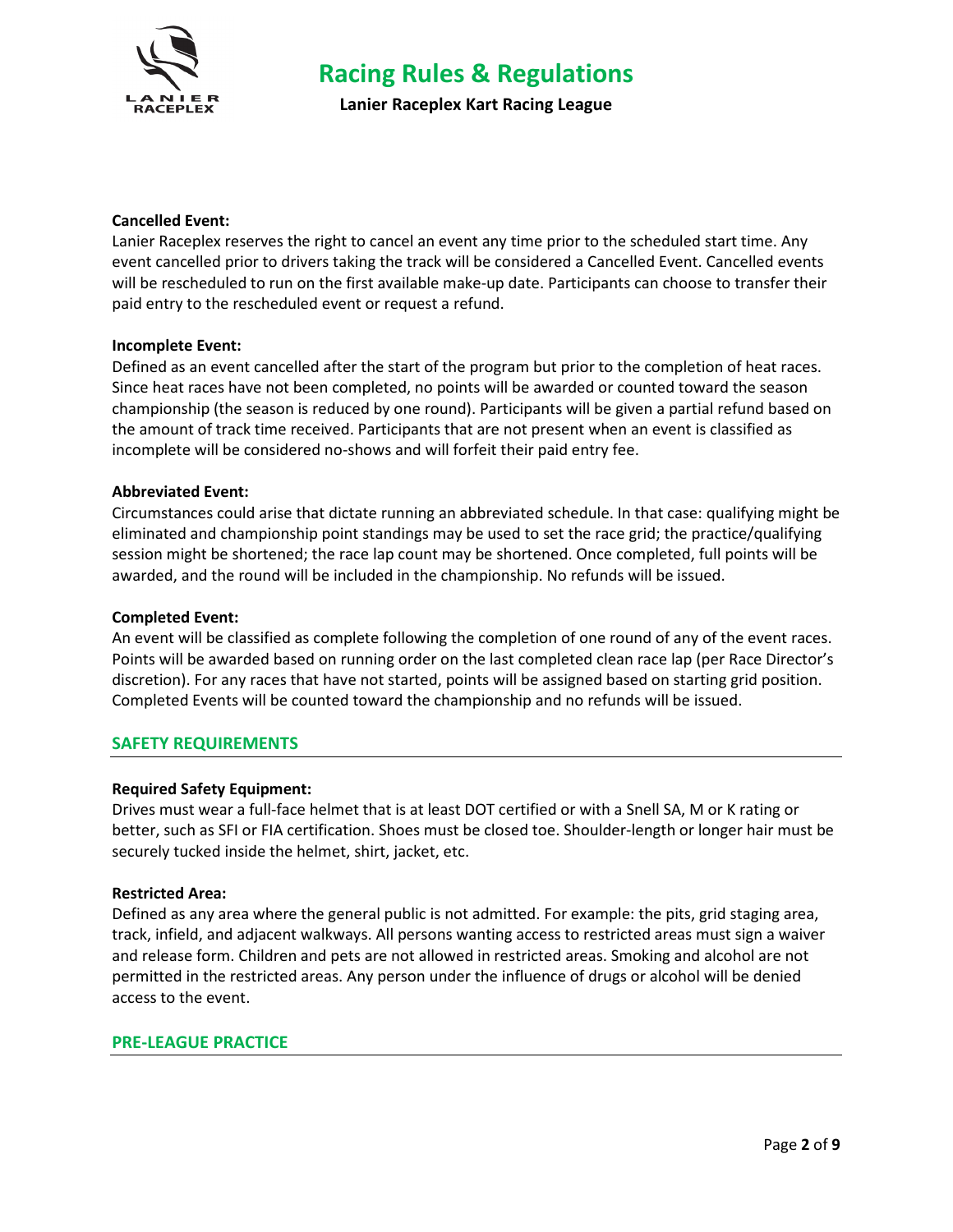**Cancelled Event:**
Lanier Raceplex reserves the right to cancel an event any time prior to the scheduled start time. Any event cancelled prior to drivers taking the track will be considered a Cancelled Event. Cancelled events will be rescheduled to run on the first available make-up date. Participants can choose to transfer their paid entry to the rescheduled event or request a refund.

**Incomplete Event:**
Defined as an event cancelled after the start of the program but prior to the completion of heat races. Since heat races have not been completed, no points will be awarded or counted toward the season championship (the season is reduced by one round). Participants will be given a partial refund based on the amount of track time received. Participants that are not present when an event is classified as incomplete will be considered no-shows and will forfeit their paid entry fee.

**Abbreviated Event:**
Circumstances could arise that dictate running an abbreviated schedule. In that case: qualifying might be eliminated and championship point standings may be used to set the race grid; the practice/qualifying session might be shortened; the race lap count may be shortened. Once completed, full points will be awarded, and the round will be included in the championship. No refunds will be issued.

**Completed Event:**
An event will be classified as complete following the completion of one round of any of the event races. Points will be awarded based on running order on the last completed clean race lap (per Race Director's discretion). For any races that have not started, points will be assigned based on starting grid position. Completed Events will be counted toward the championship and no refunds will be issued.

## SAFETY REQUIREMENTS

**Required Safety Equipment:**
Drives must wear a full-face helmet that is at least DOT certified or with a Snell SA, M or K rating or better, such as SFI or FIA certification. Shoes must be closed toe. Shoulder-length or longer hair must be securely tucked inside the helmet, shirt, jacket, etc.

**Restricted Area:**
Defined as any area where the general public is not admitted. For example: the pits, grid staging area, track, infield, and adjacent walkways. All persons wanting access to restricted areas must sign a waiver and release form. Children and pets are not allowed in restricted areas. Smoking and alcohol are not permitted in the restricted areas. Any person under the influence of drugs or alcohol will be denied access to the event.

## PRE-LEAGUE PRACTICE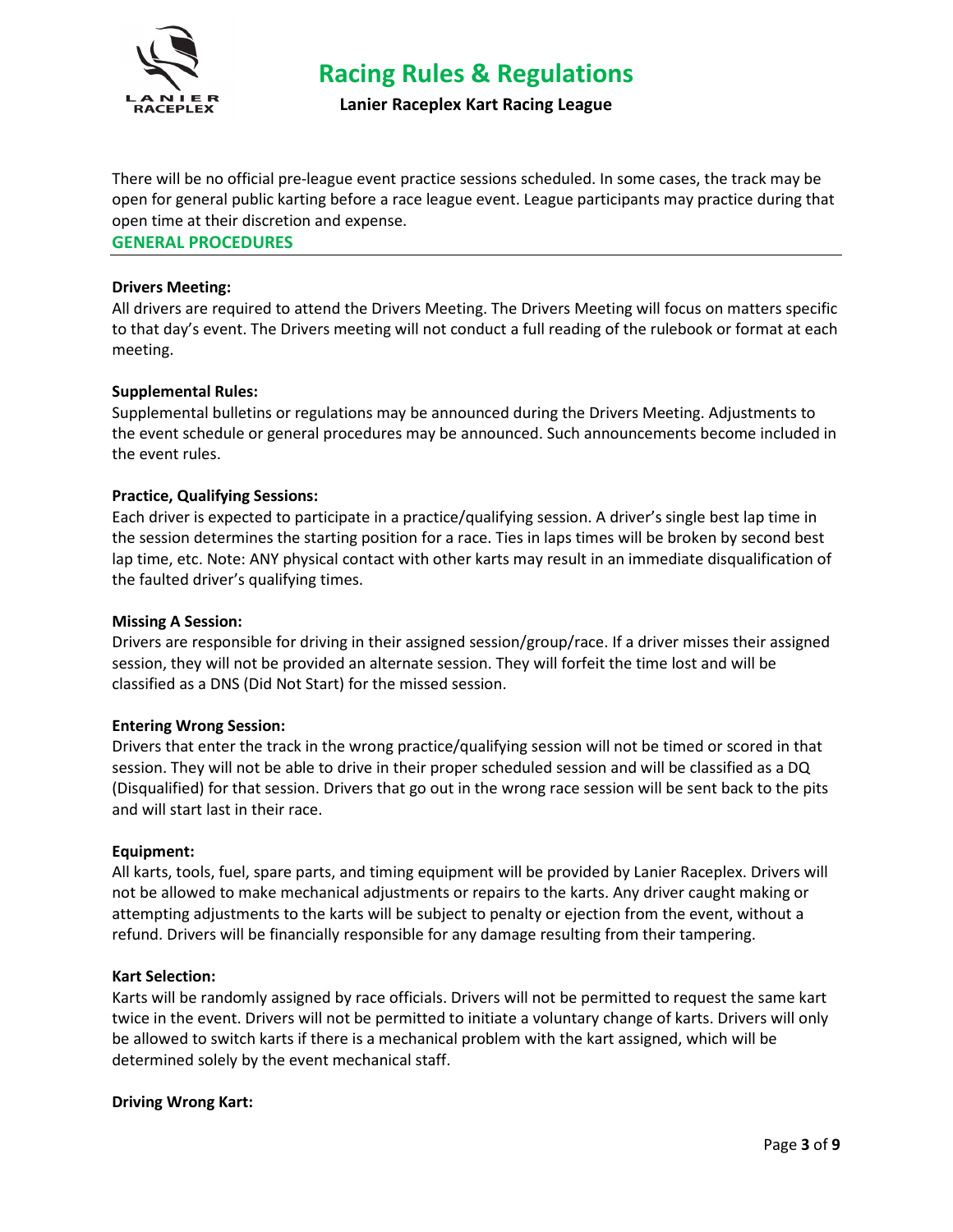There will be no official pre-league event practice sessions scheduled. In some cases, the track may be open for general public karting before a race league event. League participants may practice during that open time at their discretion and expense.

## GENERAL PROCEDURES

**Drivers Meeting:**
All drivers are required to attend the Drivers Meeting. The Drivers Meeting will focus on matters specific to that day's event. The Drivers meeting will not conduct a full reading of the rulebook or format at each meeting.

**Supplemental Rules:**
Supplemental bulletins or regulations may be announced during the Drivers Meeting. Adjustments to the event schedule or general procedures may be announced. Such announcements become included in the event rules.

**Practice, Qualifying Sessions:**
Each driver is expected to participate in a practice/qualifying session. A driver's single best lap time in the session determines the starting position for a race. Ties in laps times will be broken by second best lap time, etc. Note: ANY physical contact with other karts may result in an immediate disqualification of the faulted driver's qualifying times.

**Missing A Session:**
Drivers are responsible for driving in their assigned session/group/race. If a driver misses their assigned session, they will not be provided an alternate session. They will forfeit the time lost and will be classified as a DNS (Did Not Start) for the missed session.

**Entering Wrong Session:**
Drivers that enter the track in the wrong practice/qualifying session will not be timed or scored in that session. They will not be able to drive in their proper scheduled session and will be classified as a DQ (Disqualified) for that session. Drivers that go out in the wrong race session will be sent back to the pits and will start last in their race.

**Equipment:**
All karts, tools, fuel, spare parts, and timing equipment will be provided by Lanier Raceplex. Drivers will not be allowed to make mechanical adjustments or repairs to the karts. Any driver caught making or attempting adjustments to the karts will be subject to penalty or ejection from the event, without a refund. Drivers will be financially responsible for any damage resulting from their tampering.

**Kart Selection:**
Karts will be randomly assigned by race officials. Drivers will not be permitted to request the same kart twice in the event. Drivers will not be permitted to initiate a voluntary change of karts. Drivers will only be allowed to switch karts if there is a mechanical problem with the kart assigned, which will be determined solely by the event mechanical staff.

**Driving Wrong Kart:**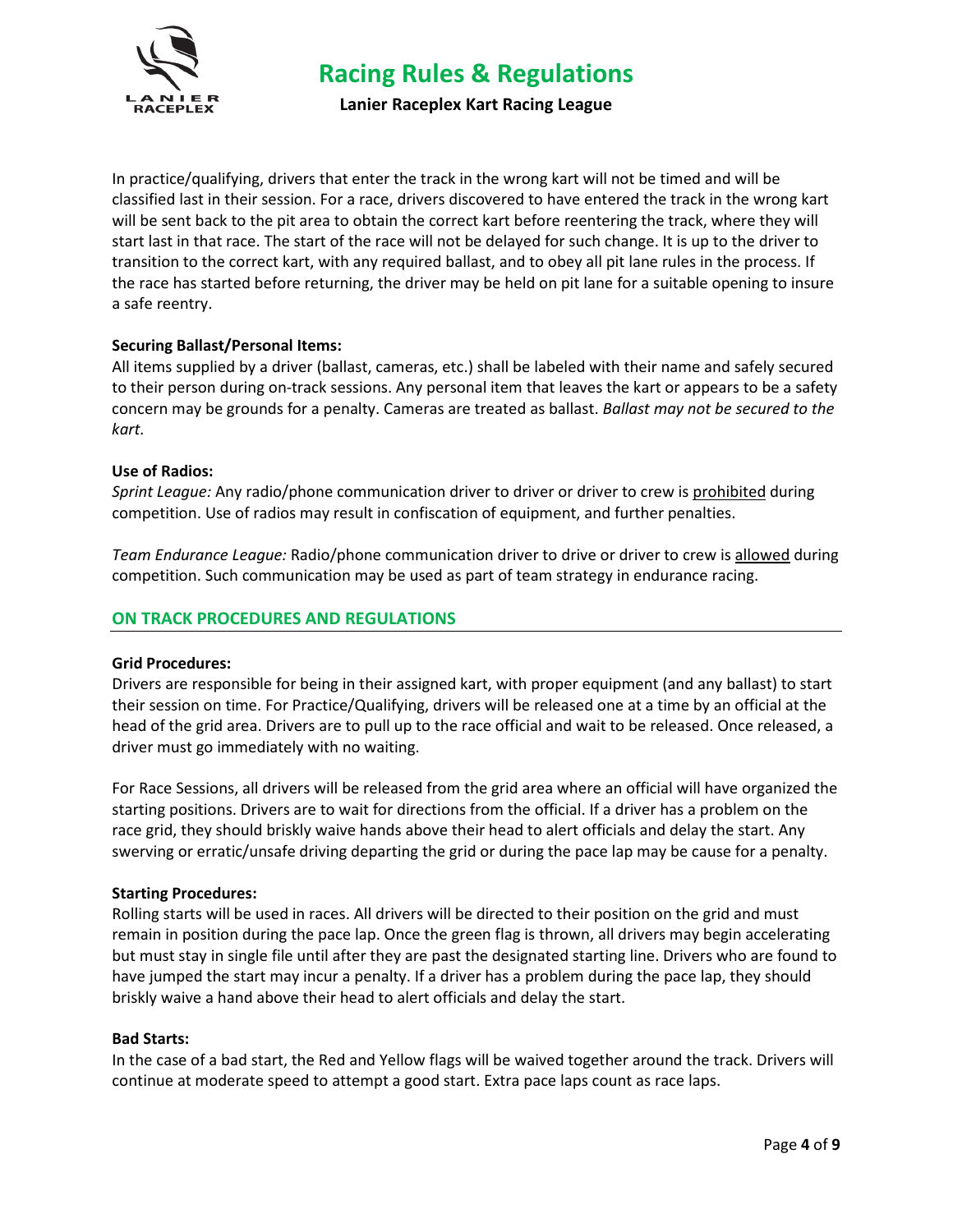In practice/qualifying, drivers that enter the track in the wrong kart will not be timed and will be classified last in their session. For a race, drivers discovered to have entered the track in the wrong kart will be sent back to the pit area to obtain the correct kart before reentering the track, where they will start last in that race. The start of the race will not be delayed for such change. It is up to the driver to transition to the correct kart, with any required ballast, and to obey all pit lane rules in the process. If the race has started before returning, the driver may be held on pit lane for a suitable opening to insure a safe reentry.

**Securing Ballast/Personal Items:**

All items supplied by a driver (ballast, cameras, etc.) shall be labeled with their name and safely secured to their person during on-track sessions. Any personal item that leaves the kart or appears to be a safety concern may be grounds for a penalty. Cameras are treated as ballast. *Ballast may not be secured to the kart.*

**Use of Radios:**

*Sprint League:* Any radio/phone communication driver to driver or driver to crew is <u>prohibited</u> during competition. Use of radios may result in confiscation of equipment, and further penalties.

*Team Endurance League:* Radio/phone communication driver to drive or driver to crew is <u>allowed</u> during competition. Such communication may be used as part of team strategy in endurance racing.

## ON TRACK PROCEDURES AND REGULATIONS

**Grid Procedures:**

Drivers are responsible for being in their assigned kart, with proper equipment (and any ballast) to start their session on time. For Practice/Qualifying, drivers will be released one at a time by an official at the head of the grid area. Drivers are to pull up to the race official and wait to be released. Once released, a driver must go immediately with no waiting.

For Race Sessions, all drivers will be released from the grid area where an official will have organized the starting positions. Drivers are to wait for directions from the official. If a driver has a problem on the race grid, they should briskly waive hands above their head to alert officials and delay the start. Any swerving or erratic/unsafe driving departing the grid or during the pace lap may be cause for a penalty.

**Starting Procedures:**

Rolling starts will be used in races. All drivers will be directed to their position on the grid and must remain in position during the pace lap. Once the green flag is thrown, all drivers may begin accelerating but must stay in single file until after they are past the designated starting line. Drivers who are found to have jumped the start may incur a penalty. If a driver has a problem during the pace lap, they should briskly waive a hand above their head to alert officials and delay the start.

**Bad Starts:**

In the case of a bad start, the Red and Yellow flags will be waived together around the track. Drivers will continue at moderate speed to attempt a good start. Extra pace laps count as race laps.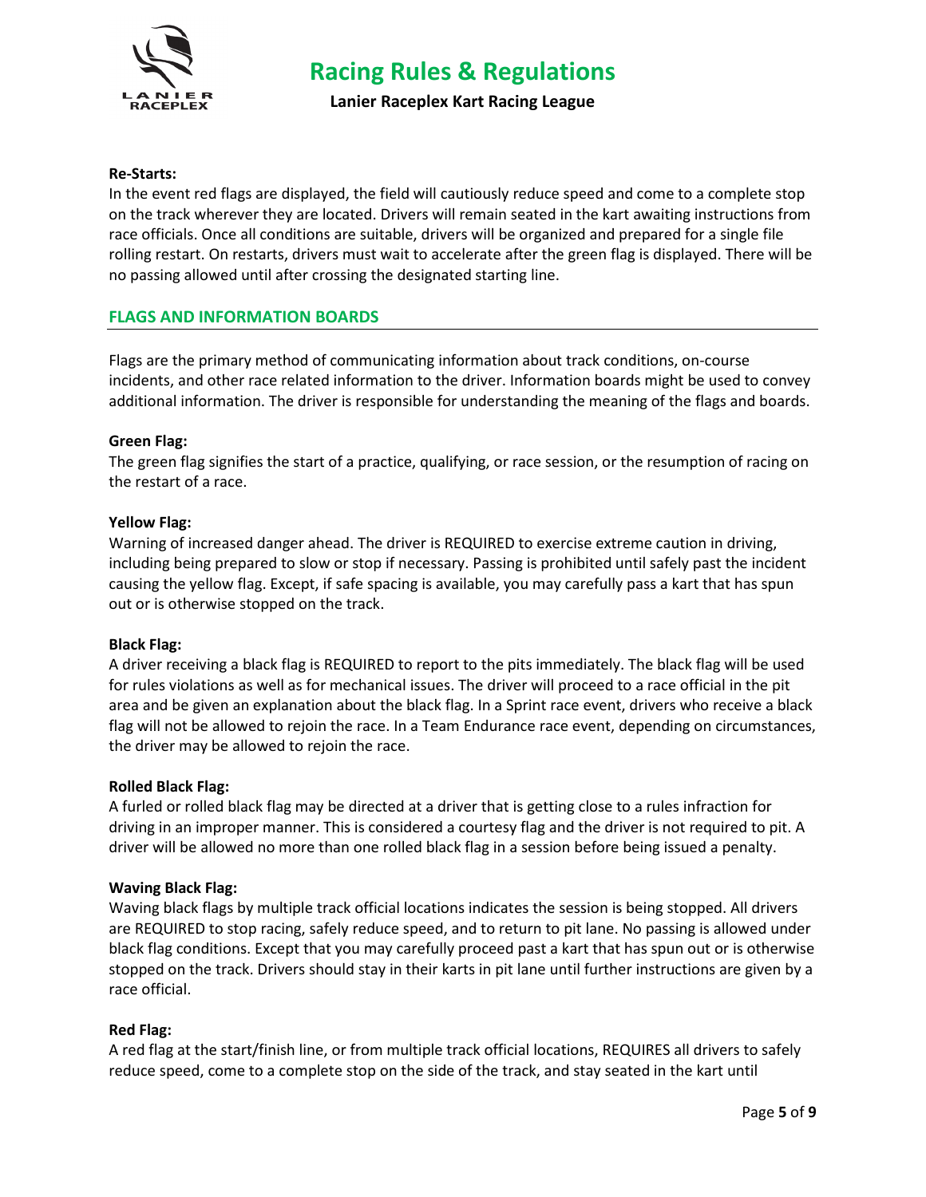**Re-Starts:**
In the event red flags are displayed, the field will cautiously reduce speed and come to a complete stop on the track wherever they are located. Drivers will remain seated in the kart awaiting instructions from race officials. Once all conditions are suitable, drivers will be organized and prepared for a single file rolling restart. On restarts, drivers must wait to accelerate after the green flag is displayed. There will be no passing allowed until after crossing the designated starting line.

## FLAGS AND INFORMATION BOARDS

Flags are the primary method of communicating information about track conditions, on-course incidents, and other race related information to the driver. Information boards might be used to convey additional information. The driver is responsible for understanding the meaning of the flags and boards.

**Green Flag:**
The green flag signifies the start of a practice, qualifying, or race session, or the resumption of racing on the restart of a race.

**Yellow Flag:**
Warning of increased danger ahead. The driver is REQUIRED to exercise extreme caution in driving, including being prepared to slow or stop if necessary. Passing is prohibited until safely past the incident causing the yellow flag. Except, if safe spacing is available, you may carefully pass a kart that has spun out or is otherwise stopped on the track.

**Black Flag:**
A driver receiving a black flag is REQUIRED to report to the pits immediately. The black flag will be used for rules violations as well as for mechanical issues. The driver will proceed to a race official in the pit area and be given an explanation about the black flag. In a Sprint race event, drivers who receive a black flag will not be allowed to rejoin the race. In a Team Endurance race event, depending on circumstances, the driver may be allowed to rejoin the race.

**Rolled Black Flag:**
A furled or rolled black flag may be directed at a driver that is getting close to a rules infraction for driving in an improper manner. This is considered a courtesy flag and the driver is not required to pit. A driver will be allowed no more than one rolled black flag in a session before being issued a penalty.

**Waving Black Flag:**
Waving black flags by multiple track official locations indicates the session is being stopped. All drivers are REQUIRED to stop racing, safely reduce speed, and to return to pit lane. No passing is allowed under black flag conditions. Except that you may carefully proceed past a kart that has spun out or is otherwise stopped on the track. Drivers should stay in their karts in pit lane until further instructions are given by a race official.

**Red Flag:**
A red flag at the start/finish line, or from multiple track official locations, REQUIRES all drivers to safely reduce speed, come to a complete stop on the side of the track, and stay seated in the kart until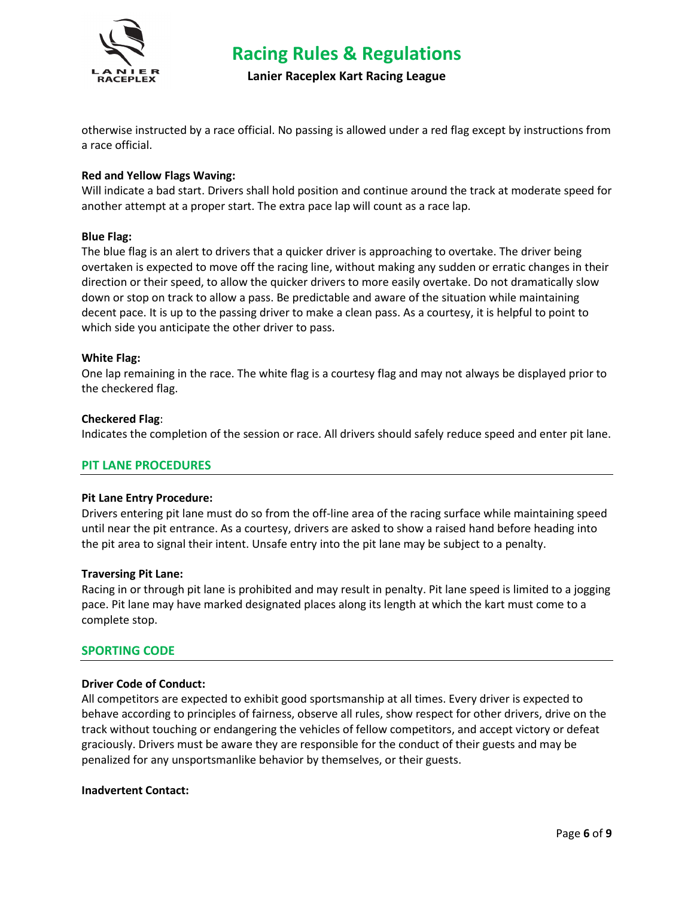otherwise instructed by a race official. No passing is allowed under a red flag except by instructions from a race official.

**Red and Yellow Flags Waving:**
Will indicate a bad start. Drivers shall hold position and continue around the track at moderate speed for another attempt at a proper start. The extra pace lap will count as a race lap.

**Blue Flag:**
The blue flag is an alert to drivers that a quicker driver is approaching to overtake. The driver being overtaken is expected to move off the racing line, without making any sudden or erratic changes in their direction or their speed, to allow the quicker drivers to more easily overtake. Do not dramatically slow down or stop on track to allow a pass. Be predictable and aware of the situation while maintaining decent pace. It is up to the passing driver to make a clean pass. As a courtesy, it is helpful to point to which side you anticipate the other driver to pass.

**White Flag:**
One lap remaining in the race. The white flag is a courtesy flag and may not always be displayed prior to the checkered flag.

**Checkered Flag**:
Indicates the completion of the session or race. All drivers should safely reduce speed and enter pit lane.

## PIT LANE PROCEDURES

**Pit Lane Entry Procedure:**
Drivers entering pit lane must do so from the off-line area of the racing surface while maintaining speed until near the pit entrance. As a courtesy, drivers are asked to show a raised hand before heading into the pit area to signal their intent. Unsafe entry into the pit lane may be subject to a penalty.

**Traversing Pit Lane:**
Racing in or through pit lane is prohibited and may result in penalty. Pit lane speed is limited to a jogging pace. Pit lane may have marked designated places along its length at which the kart must come to a complete stop.

## SPORTING CODE

**Driver Code of Conduct:**
All competitors are expected to exhibit good sportsmanship at all times. Every driver is expected to behave according to principles of fairness, observe all rules, show respect for other drivers, drive on the track without touching or endangering the vehicles of fellow competitors, and accept victory or defeat graciously. Drivers must be aware they are responsible for the conduct of their guests and may be penalized for any unsportsmanlike behavior by themselves, or their guests.

**Inadvertent Contact:**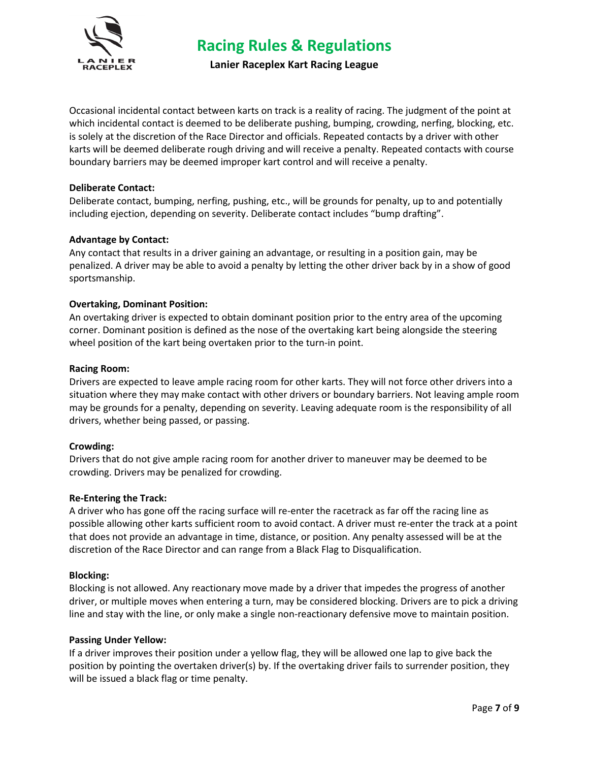Occasional incidental contact between karts on track is a reality of racing. The judgment of the point at which incidental contact is deemed to be deliberate pushing, bumping, crowding, nerfing, blocking, etc. is solely at the discretion of the Race Director and officials. Repeated contacts by a driver with other karts will be deemed deliberate rough driving and will receive a penalty. Repeated contacts with course boundary barriers may be deemed improper kart control and will receive a penalty.

**Deliberate Contact:**
Deliberate contact, bumping, nerfing, pushing, etc., will be grounds for penalty, up to and potentially including ejection, depending on severity. Deliberate contact includes "bump drafting".

**Advantage by Contact:**
Any contact that results in a driver gaining an advantage, or resulting in a position gain, may be penalized. A driver may be able to avoid a penalty by letting the other driver back by in a show of good sportsmanship.

**Overtaking, Dominant Position:**
An overtaking driver is expected to obtain dominant position prior to the entry area of the upcoming corner. Dominant position is defined as the nose of the overtaking kart being alongside the steering wheel position of the kart being overtaken prior to the turn-in point.

**Racing Room:**
Drivers are expected to leave ample racing room for other karts. They will not force other drivers into a situation where they may make contact with other drivers or boundary barriers. Not leaving ample room may be grounds for a penalty, depending on severity. Leaving adequate room is the responsibility of all drivers, whether being passed, or passing.

**Crowding:**
Drivers that do not give ample racing room for another driver to maneuver may be deemed to be crowding. Drivers may be penalized for crowding.

**Re-Entering the Track:**
A driver who has gone off the racing surface will re-enter the racetrack as far off the racing line as possible allowing other karts sufficient room to avoid contact. A driver must re-enter the track at a point that does not provide an advantage in time, distance, or position. Any penalty assessed will be at the discretion of the Race Director and can range from a Black Flag to Disqualification.

**Blocking:**
Blocking is not allowed. Any reactionary move made by a driver that impedes the progress of another driver, or multiple moves when entering a turn, may be considered blocking. Drivers are to pick a driving line and stay with the line, or only make a single non-reactionary defensive move to maintain position.

**Passing Under Yellow:**
If a driver improves their position under a yellow flag, they will be allowed one lap to give back the position by pointing the overtaken driver(s) by. If the overtaking driver fails to surrender position, they will be issued a black flag or time penalty.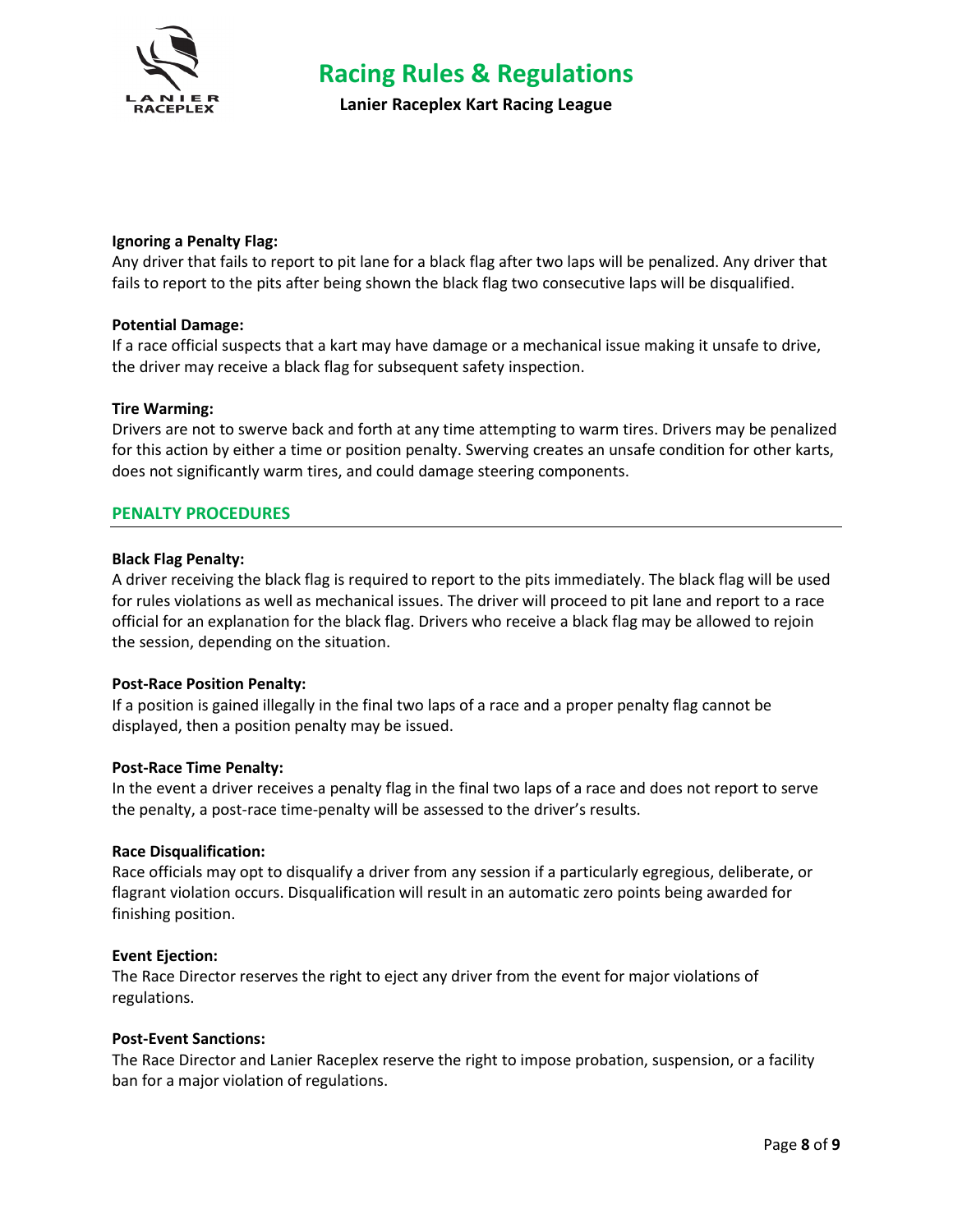**Ignoring a Penalty Flag:**
Any driver that fails to report to pit lane for a black flag after two laps will be penalized. Any driver that fails to report to the pits after being shown the black flag two consecutive laps will be disqualified.

**Potential Damage:**
If a race official suspects that a kart may have damage or a mechanical issue making it unsafe to drive, the driver may receive a black flag for subsequent safety inspection.

**Tire Warming:**
Drivers are not to swerve back and forth at any time attempting to warm tires. Drivers may be penalized for this action by either a time or position penalty. Swerving creates an unsafe condition for other karts, does not significantly warm tires, and could damage steering components.

## PENALTY PROCEDURES

**Black Flag Penalty:**
A driver receiving the black flag is required to report to the pits immediately. The black flag will be used for rules violations as well as mechanical issues. The driver will proceed to pit lane and report to a race official for an explanation for the black flag. Drivers who receive a black flag may be allowed to rejoin the session, depending on the situation.

**Post-Race Position Penalty:**
If a position is gained illegally in the final two laps of a race and a proper penalty flag cannot be displayed, then a position penalty may be issued.

**Post-Race Time Penalty:**
In the event a driver receives a penalty flag in the final two laps of a race and does not report to serve the penalty, a post-race time-penalty will be assessed to the driver's results.

**Race Disqualification:**
Race officials may opt to disqualify a driver from any session if a particularly egregious, deliberate, or flagrant violation occurs. Disqualification will result in an automatic zero points being awarded for finishing position.

**Event Ejection:**
The Race Director reserves the right to eject any driver from the event for major violations of regulations.

**Post-Event Sanctions:**
The Race Director and Lanier Raceplex reserve the right to impose probation, suspension, or a facility ban for a major violation of regulations.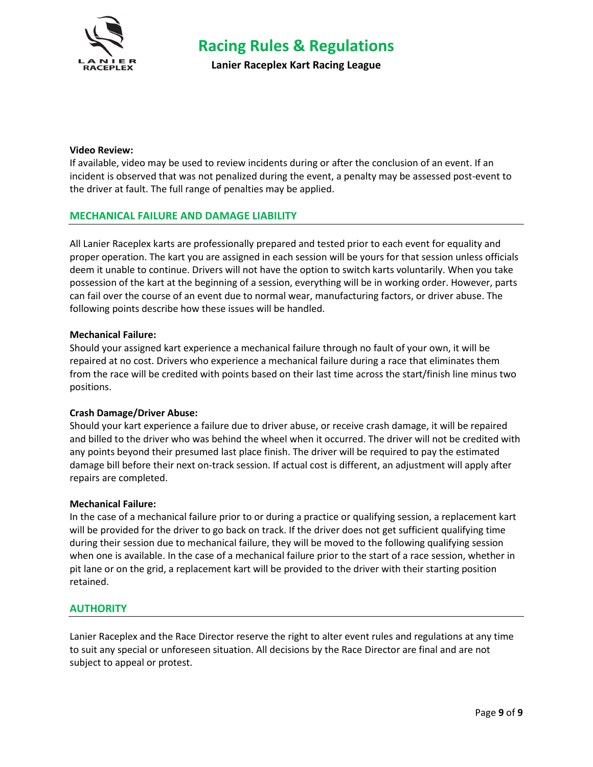**Video Review:**
If available, video may be used to review incidents during or after the conclusion of an event. If an incident is observed that was not penalized during the event, a penalty may be assessed post-event to the driver at fault. The full range of penalties may be applied.

## MECHANICAL FAILURE AND DAMAGE LIABILITY

All Lanier Raceplex karts are professionally prepared and tested prior to each event for equality and proper operation. The kart you are assigned in each session will be yours for that session unless officials deem it unable to continue. Drivers will not have the option to switch karts voluntarily. When you take possession of the kart at the beginning of a session, everything will be in working order. However, parts can fail over the course of an event due to normal wear, manufacturing factors, or driver abuse. The following points describe how these issues will be handled.

**Mechanical Failure:**
Should your assigned kart experience a mechanical failure through no fault of your own, it will be repaired at no cost. Drivers who experience a mechanical failure during a race that eliminates them from the race will be credited with points based on their last time across the start/finish line minus two positions.

**Crash Damage/Driver Abuse:**
Should your kart experience a failure due to driver abuse, or receive crash damage, it will be repaired and billed to the driver who was behind the wheel when it occurred. The driver will not be credited with any points beyond their presumed last place finish. The driver will be required to pay the estimated damage bill before their next on-track session. If actual cost is different, an adjustment will apply after repairs are completed.

**Mechanical Failure:**
In the case of a mechanical failure prior to or during a practice or qualifying session, a replacement kart will be provided for the driver to go back on track. If the driver does not get sufficient qualifying time during their session due to mechanical failure, they will be moved to the following qualifying session when one is available. In the case of a mechanical failure prior to the start of a race session, whether in pit lane or on the grid, a replacement kart will be provided to the driver with their starting position retained.

## AUTHORITY

Lanier Raceplex and the Race Director reserve the right to alter event rules and regulations at any time to suit any special or unforeseen situation. All decisions by the Race Director are final and are not subject to appeal or protest.